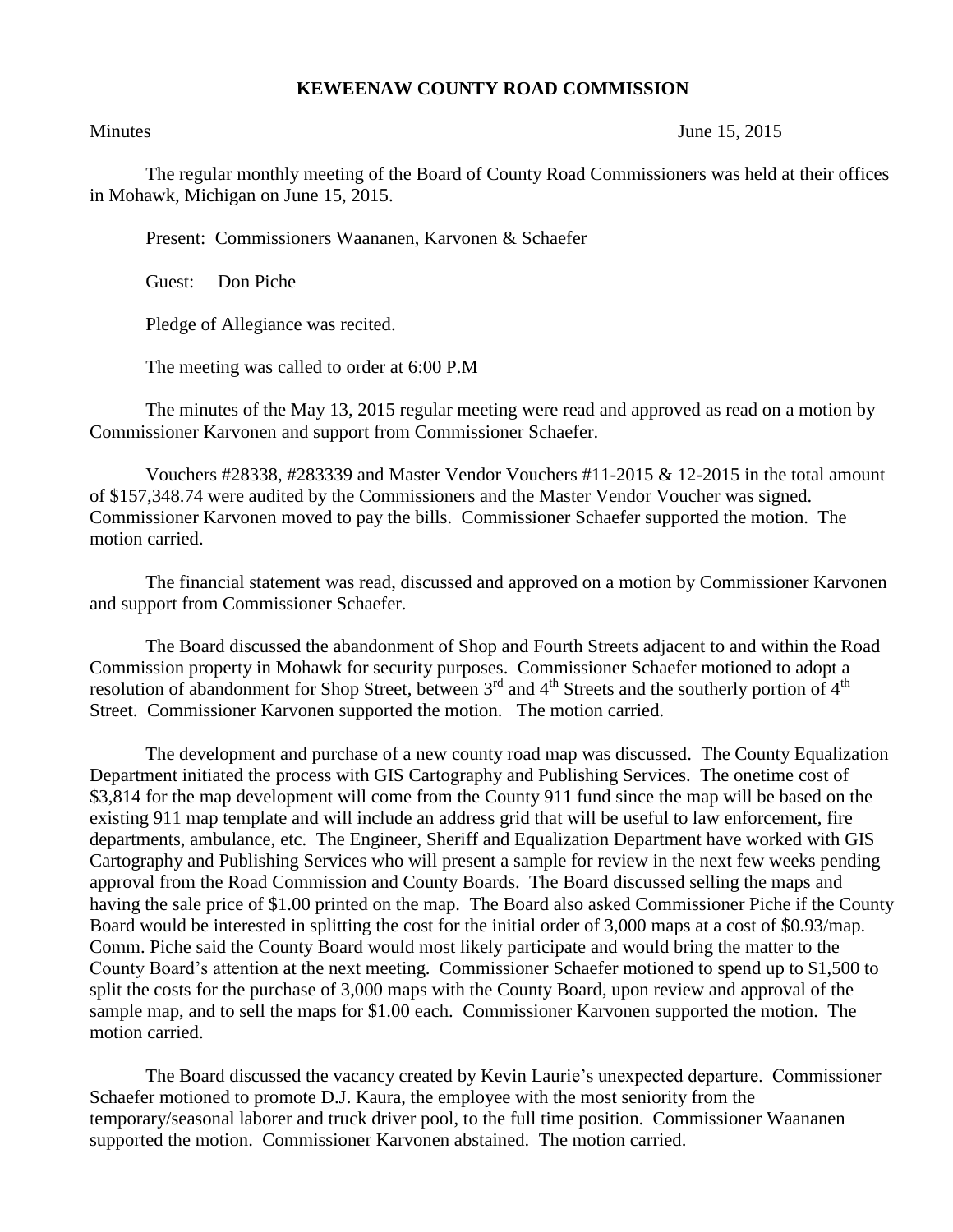# KEWEENAW COUNTY ROAD COMMISSION

Minutes June 15, 2015

The regular monthly meeting of the Board of County Road Commissioners was held at their offices in Mohawk, Michigan on June 15, 2015.

Present: Commissioners Waananen, Karvonen & Schaefer

Guest: Don Piche

Pledge of Allegiance was recited.

The meeting was called to order at 6:00 P.M

The minutes of the May 13, 2015 regular meeting were read and approved as read on a motion by Commissioner Karvonen and support from Commissioner Schaefer.

Vouchers #28338, #283339 and Master Vendor Vouchers #11-2015 & 12-2015 in the total amount of $157,348.74 were audited by the Commissioners and the Master Vendor Voucher was signed. Commissioner Karvonen moved to pay the bills. Commissioner Schaefer supported the motion. The motion carried.

The financial statement was read, discussed and approved on a motion by Commissioner Karvonen and support from Commissioner Schaefer.

The Board discussed the abandonment of Shop and Fourth Streets adjacent to and within the Road Commission property in Mohawk for security purposes. Commissioner Schaefer motioned to adopt a resolution of abandonment for Shop Street, between 3rd and 4th Streets and the southerly portion of 4th Street. Commissioner Karvonen supported the motion. The motion carried.

The development and purchase of a new county road map was discussed. The County Equalization Department initiated the process with GIS Cartography and Publishing Services. The onetime cost of $3,814 for the map development will come from the County 911 fund since the map will be based on the existing 911 map template and will include an address grid that will be useful to law enforcement, fire departments, ambulance, etc. The Engineer, Sheriff and Equalization Department have worked with GIS Cartography and Publishing Services who will present a sample for review in the next few weeks pending approval from the Road Commission and County Boards. The Board discussed selling the maps and having the sale price of $1.00 printed on the map. The Board also asked Commissioner Piche if the County Board would be interested in splitting the cost for the initial order of 3,000 maps at a cost of $0.93/map. Comm. Piche said the County Board would most likely participate and would bring the matter to the County Board's attention at the next meeting. Commissioner Schaefer motioned to spend up to $1,500 to split the costs for the purchase of 3,000 maps with the County Board, upon review and approval of the sample map, and to sell the maps for $1.00 each. Commissioner Karvonen supported the motion. The motion carried.

The Board discussed the vacancy created by Kevin Laurie's unexpected departure. Commissioner Schaefer motioned to promote D.J. Kaura, the employee with the most seniority from the temporary/seasonal laborer and truck driver pool, to the full time position. Commissioner Waananen supported the motion. Commissioner Karvonen abstained. The motion carried.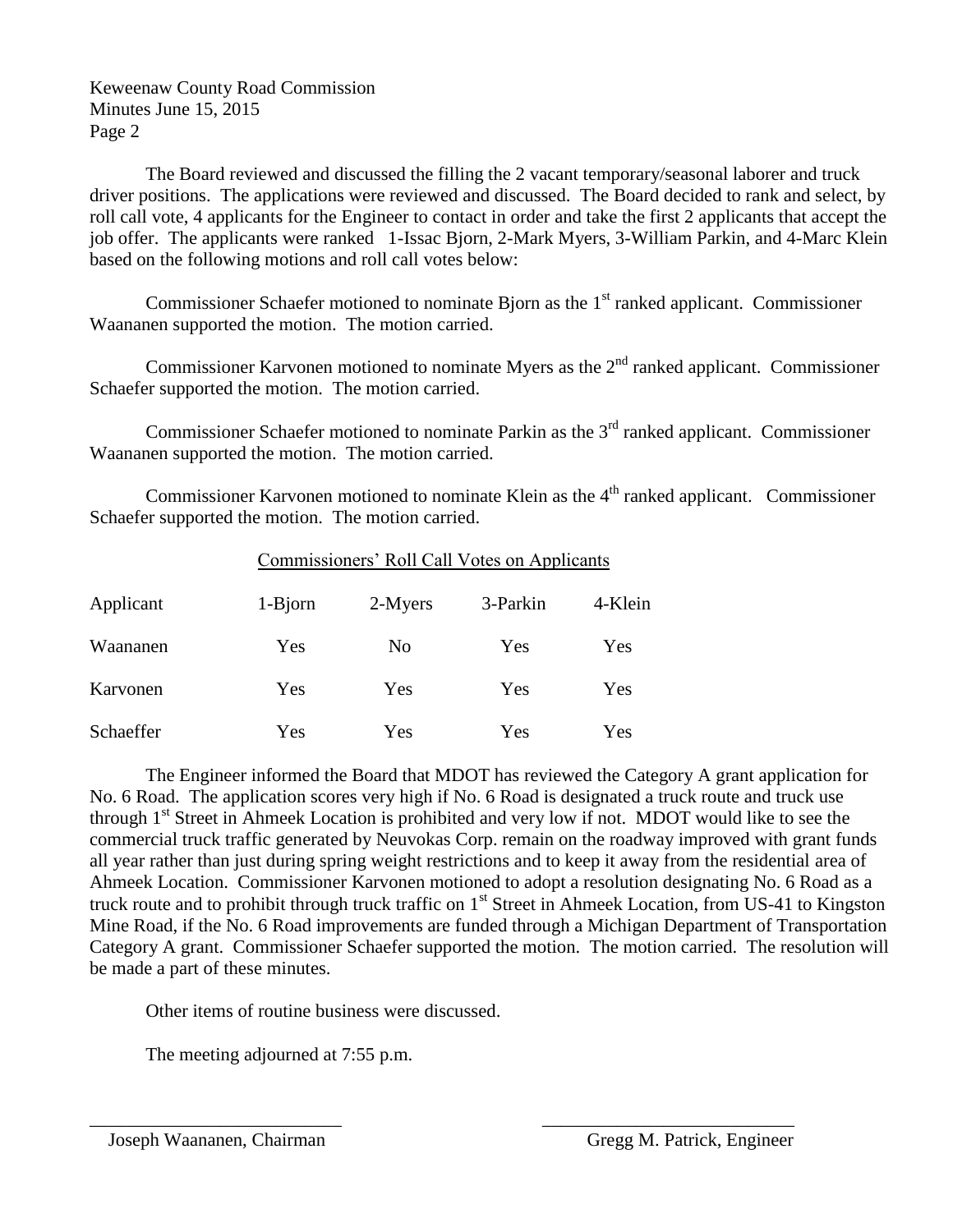The Board reviewed and discussed the filling the 2 vacant temporary/seasonal laborer and truck driver positions. The applications were reviewed and discussed. The Board decided to rank and select, by roll call vote, 4 applicants for the Engineer to contact in order and take the first 2 applicants that accept the job offer. The applicants were ranked 1-Issac Bjorn, 2-Mark Myers, 3-William Parkin, and 4-Marc Klein based on the following motions and roll call votes below:

Commissioner Schaefer motioned to nominate Bjorn as the 1st ranked applicant. Commissioner Waananen supported the motion. The motion carried.

Commissioner Karvonen motioned to nominate Myers as the 2nd ranked applicant. Commissioner Schaefer supported the motion. The motion carried.

Commissioner Schaefer motioned to nominate Parkin as the 3rd ranked applicant. Commissioner Waananen supported the motion. The motion carried.

Commissioner Karvonen motioned to nominate Klein as the 4th ranked applicant. Commissioner Schaefer supported the motion. The motion carried.

Commissioners' Roll Call Votes on Applicants

| Applicant | 1-Bjorn | 2-Myers | 3-Parkin | 4-Klein |
|---|---|---|---|---|
| Waananen | Yes | No | Yes | Yes |
| Karvonen | Yes | Yes | Yes | Yes |
| Schaeffer | Yes | Yes | Yes | Yes |

The Engineer informed the Board that MDOT has reviewed the Category A grant application for No. 6 Road. The application scores very high if No. 6 Road is designated a truck route and truck use through 1st Street in Ahmeek Location is prohibited and very low if not. MDOT would like to see the commercial truck traffic generated by Neuvokas Corp. remain on the roadway improved with grant funds all year rather than just during spring weight restrictions and to keep it away from the residential area of Ahmeek Location. Commissioner Karvonen motioned to adopt a resolution designating No. 6 Road as a truck route and to prohibit through truck traffic on 1st Street in Ahmeek Location, from US-41 to Kingston Mine Road, if the No. 6 Road improvements are funded through a Michigan Department of Transportation Category A grant. Commissioner Schaefer supported the motion. The motion carried. The resolution will be made a part of these minutes.

Other items of routine business were discussed.

The meeting adjourned at 7:55 p.m.

\_\_\_\_\_\_\_\_\_\_\_\_\_\_\_\_\_\_\_\_\_\_\_\_\_\_\_\_
Joseph Waananen, Chairman

\_\_\_\_\_\_\_\_\_\_\_\_\_\_\_\_\_\_\_\_\_\_\_\_\_\_\_\_
Gregg M. Patrick, Engineer